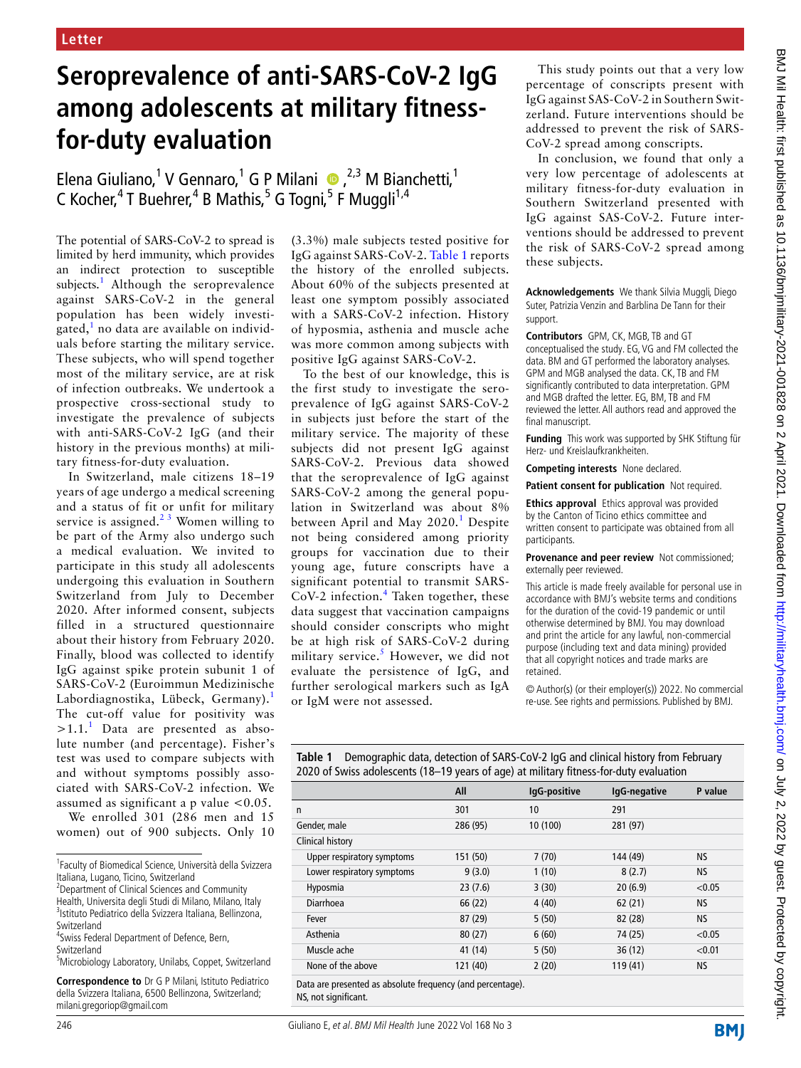Letter

# Seroprevalence of anti-SARS-CoV-2 IgG among adolescents at military fitness-for-duty evaluation

Elena Giuliano,[1] V Gennaro,[1] G P Milani,[2,3] M Bianchetti,[1] C Kocher,[4] T Buehrer,[4] B Mathis,[5] G Togni,[5] F Muggli[1,4]

The potential of SARS-CoV-2 to spread is limited by herd immunity, which provides an indirect protection to susceptible subjects.[1] Although the seroprevalence against SARS-CoV-2 in the general population has been widely investigated,[1] no data are available on individuals before starting the military service. These subjects, who will spend together most of the military service, are at risk of infection outbreaks. We undertook a prospective cross-sectional study to investigate the prevalence of subjects with anti-SARS-CoV-2 IgG (and their history in the previous months) at military fitness-for-duty evaluation.

In Switzerland, male citizens 18–19 years of age undergo a medical screening and a status of fit or unfit for military service is assigned.[2,3] Women willing to be part of the Army also undergo such a medical evaluation. We invited to participate in this study all adolescents undergoing this evaluation in Southern Switzerland from July to December 2020. After informed consent, subjects filled in a structured questionnaire about their history from February 2020. Finally, blood was collected to identify IgG against spike protein subunit 1 of SARS-CoV-2 (Euroimmun Medizinische Labordiagnostika, Lübeck, Germany).[1] The cut-off value for positivity was >1.1.[1] Data are presented as absolute number (and percentage). Fisher's test was used to compare subjects with and without symptoms possibly associated with SARS-CoV-2 infection. We assumed as significant a p value <0.05.

We enrolled 301 (286 men and 15 women) out of 900 subjects. Only 10 (3.3%) male subjects tested positive for IgG against SARS-CoV-2. Table 1 reports the history of the enrolled subjects. About 60% of the subjects presented at least one symptom possibly associated with a SARS-CoV-2 infection. History of hyposmia, asthenia and muscle ache was more common among subjects with positive IgG against SARS-CoV-2.

To the best of our knowledge, this is the first study to investigate the seroprevalence of IgG against SARS-CoV-2 in subjects just before the start of the military service. The majority of these subjects did not present IgG against SARS-CoV-2. Previous data showed that the seroprevalence of IgG against SARS-CoV-2 among the general population in Switzerland was about 8% between April and May 2020.[1] Despite not being considered among priority groups for vaccination due to their young age, future conscripts have a significant potential to transmit SARS-CoV-2 infection.[4] Taken together, these data suggest that vaccination campaigns should consider conscripts who might be at high risk of SARS-CoV-2 during military service.[5] However, we did not evaluate the persistence of IgG, and further serological markers such as IgA or IgM were not assessed.

This study points out that a very low percentage of conscripts present with IgG against SAS-CoV-2 in Southern Switzerland. Future interventions should be addressed to prevent the risk of SARS-CoV-2 spread among conscripts.

In conclusion, we found that only a very low percentage of adolescents at military fitness-for-duty evaluation in Southern Switzerland presented with IgG against SAS-CoV-2. Future interventions should be addressed to prevent the risk of SARS-CoV-2 spread among these subjects.

**Table 1** Demographic data, detection of SARS-CoV-2 IgG and clinical history from February 2020 of Swiss adolescents (18–19 years of age) at military fitness-for-duty evaluation

| | All | IgG-positive | IgG-negative | P value |
|---|---|---|---|---|
| n | 301 | 10 | 291 | |
| Gender, male | 286 (95) | 10 (100) | 281 (97) | |
| Clinical history | | | | |
| Upper respiratory symptoms | 151 (50) | 7 (70) | 144 (49) | NS |
| Lower respiratory symptoms | 9 (3.0) | 1 (10) | 8 (2.7) | NS |
| Hyposmia | 23 (7.6) | 3 (30) | 20 (6.9) | <0.05 |
| Diarrhoea | 66 (22) | 4 (40) | 62 (21) | NS |
| Fever | 87 (29) | 5 (50) | 82 (28) | NS |
| Asthenia | 80 (27) | 6 (60) | 74 (25) | <0.05 |
| Muscle ache | 41 (14) | 5 (50) | 36 (12) | <0.01 |
| None of the above | 121 (40) | 2 (20) | 119 (41) | NS |

Data are presented as absolute frequency (and percentage).
NS, not significant.

**Acknowledgements** We thank Silvia Muggli, Diego Suter, Patrizia Venzin and Barblina De Tann for their support.

**Contributors** GPM, CK, MGB, TB and GT conceptualised the study. EG, VG and FM collected the data. BM and GT performed the laboratory analyses. GPM and MGB analysed the data. CK, TB and FM significantly contributed to data interpretation. GPM and MGB drafted the letter. EG, BM, TB and FM reviewed the letter. All authors read and approved the final manuscript.

**Funding** This work was supported by SHK Stiftung für Herz- und Kreislaufkrankheiten.

**Competing interests** None declared.

**Patient consent for publication** Not required.

**Ethics approval** Ethics approval was provided by the Canton of Ticino ethics committee and written consent to participate was obtained from all participants.

**Provenance and peer review** Not commissioned; externally peer reviewed.

This article is made freely available for personal use in accordance with BMJ's website terms and conditions for the duration of the covid-19 pandemic or until otherwise determined by BMJ. You may download and print the article for any lawful, non-commercial purpose (including text and data mining) provided that all copyright notices and trade marks are retained.

© Author(s) (or their employer(s)) 2022. No commercial re-use. See rights and permissions. Published by BMJ.

[1]Faculty of Biomedical Science, Università della Svizzera Italiana, Lugano, Ticino, Switzerland
[2]Department of Clinical Sciences and Community Health, Universita degli Studi di Milano, Milano, Italy
[3]Istituto Pediatrico della Svizzera Italiana, Bellinzona, Switzerland
[4]Swiss Federal Department of Defence, Bern, Switzerland
[5]Microbiology Laboratory, Unilabs, Coppet, Switzerland

**Correspondence to** Dr G P Milani, Istituto Pediatrico della Svizzera Italiana, 6500 Bellinzona, Switzerland; milani.gregoriop@gmail.com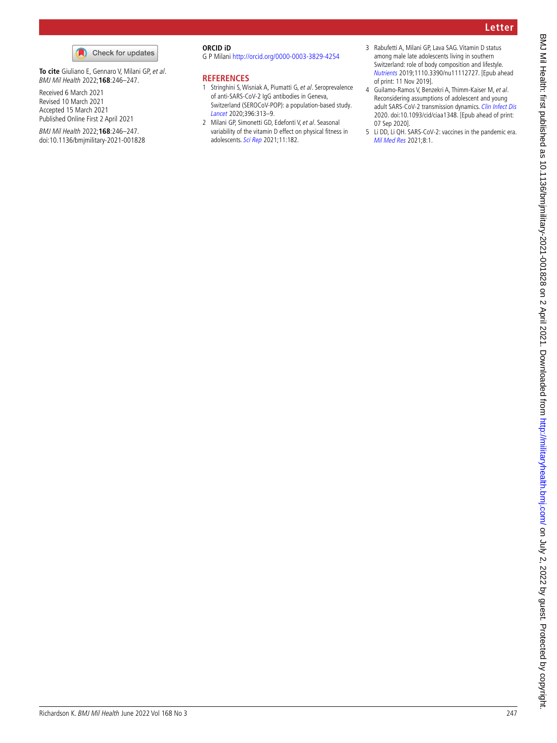**To cite** Giuliano E, Gennaro V, Milani GP, *et al*. *BMJ Mil Health* 2022;**168**:246–247.

Received 6 March 2021
Revised 10 March 2021
Accepted 15 March 2021
Published Online First 2 April 2021

*BMJ Mil Health* 2022;**168**:246–247.
doi:10.1136/bmjmilitary-2021-001828

**ORCID iD**

G P Milani http://orcid.org/0000-0003-3829-4254

## REFERENCES

1. Stringhini S, Wisniak A, Piumatti G, *et al*. Seroprevalence of anti-SARS-CoV-2 IgG antibodies in Geneva, Switzerland (SEROCoV-POP): a population-based study. *Lancet* 2020;396:313–9.
2. Milani GP, Simonetti GD, Edefonti V, *et al*. Seasonal variability of the vitamin D effect on physical fitness in adolescents. *Sci Rep* 2021;11:182.
3. Rabufetti A, Milani GP, Lava SAG. Vitamin D status among male late adolescents living in southern Switzerland: role of body composition and lifestyle. *Nutrients* 2019;1110.3390/nu11112727. [Epub ahead of print: 11 Nov 2019].
4. Guilamo-Ramos V, Benzekri A, Thimm-Kaiser M, *et al*. Reconsidering assumptions of adolescent and young adult SARS-CoV-2 transmission dynamics. *Clin Infect Dis* 2020. doi:10.1093/cid/ciaa1348. [Epub ahead of print: 07 Sep 2020].
5. Li DD, Li QH. SARS-CoV-2: vaccines in the pandemic era. *Mil Med Res* 2021;8:1.